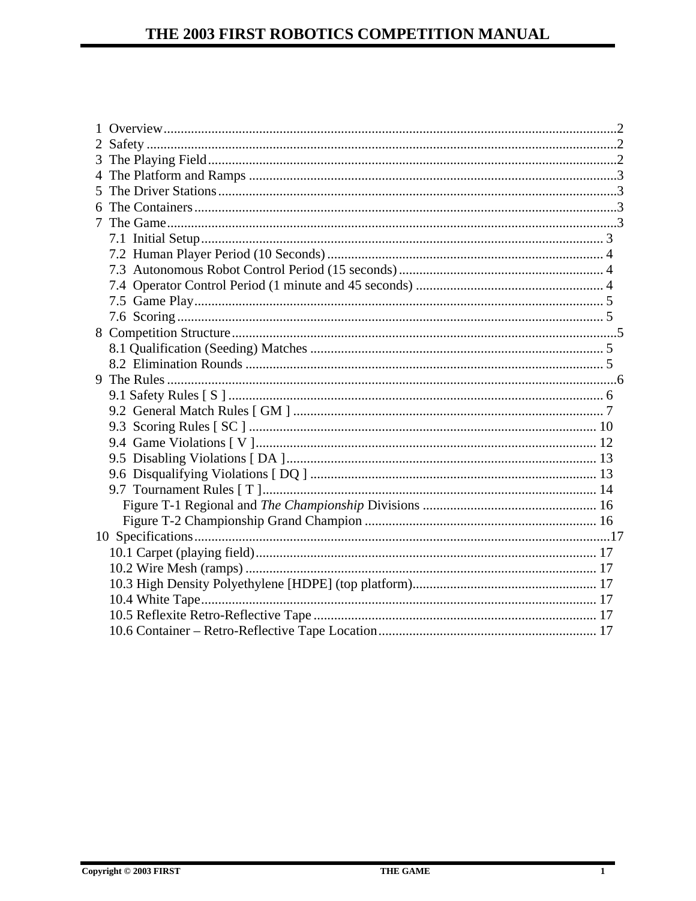# THE 2003 FIRST ROBOTICS COMPETITION MANUAL

1 Overview....................................................................................................................................2
2 Safety ........................................................................................................................................2
3 The Playing Field......................................................................................................................2
4 The Platform and Ramps ..........................................................................................................3
5 The Driver Stations...................................................................................................................3
6 The Containers..........................................................................................................................3
7 The Game..................................................................................................................................3
   7.1 Initial Setup...................................................................................................................... 3
   7.2 Human Player Period (10 Seconds)................................................................................ 4
   7.3 Autonomous Robot Control Period (15 seconds)........................................................... 4
   7.4 Operator Control Period (1 minute and 45 seconds) ...................................................... 4
   7.5 Game Play....................................................................................................................... 5
   7.6 Scoring............................................................................................................................ 5
8 Competition Structure...............................................................................................................5
   8.1 Qualification (Seeding) Matches ..................................................................................... 5
   8.2 Elimination Rounds ........................................................................................................ 5
9 The Rules..................................................................................................................................6
   9.1 Safety Rules [ S ] ............................................................................................................ 6
   9.2 General Match Rules [ GM ] .......................................................................................... 7
   9.3 Scoring Rules [ SC ] ..................................................................................................... 10
   9.4 Game Violations [ V ]................................................................................................... 12
   9.5 Disabling Violations [ DA ].......................................................................................... 13
   9.6 Disqualifying Violations [ DQ ] ................................................................................... 13
   9.7 Tournament Rules [ T ]................................................................................................. 14
      Figure T-1 Regional and *The Championship* Divisions .................................................. 16
      Figure T-2 Championship Grand Champion ................................................................... 16
10 Specifications........................................................................................................................17
   10.1 Carpet (playing field).................................................................................................... 17
   10.2 Wire Mesh (ramps) ...................................................................................................... 17
   10.3 High Density Polyethylene [HDPE] (top platform)...................................................... 17
   10.4 White Tape.................................................................................................................... 17
   10.5 Reflexite Retro-Reflective Tape .................................................................................. 17
   10.6 Container – Retro-Reflective Tape Location................................................................ 17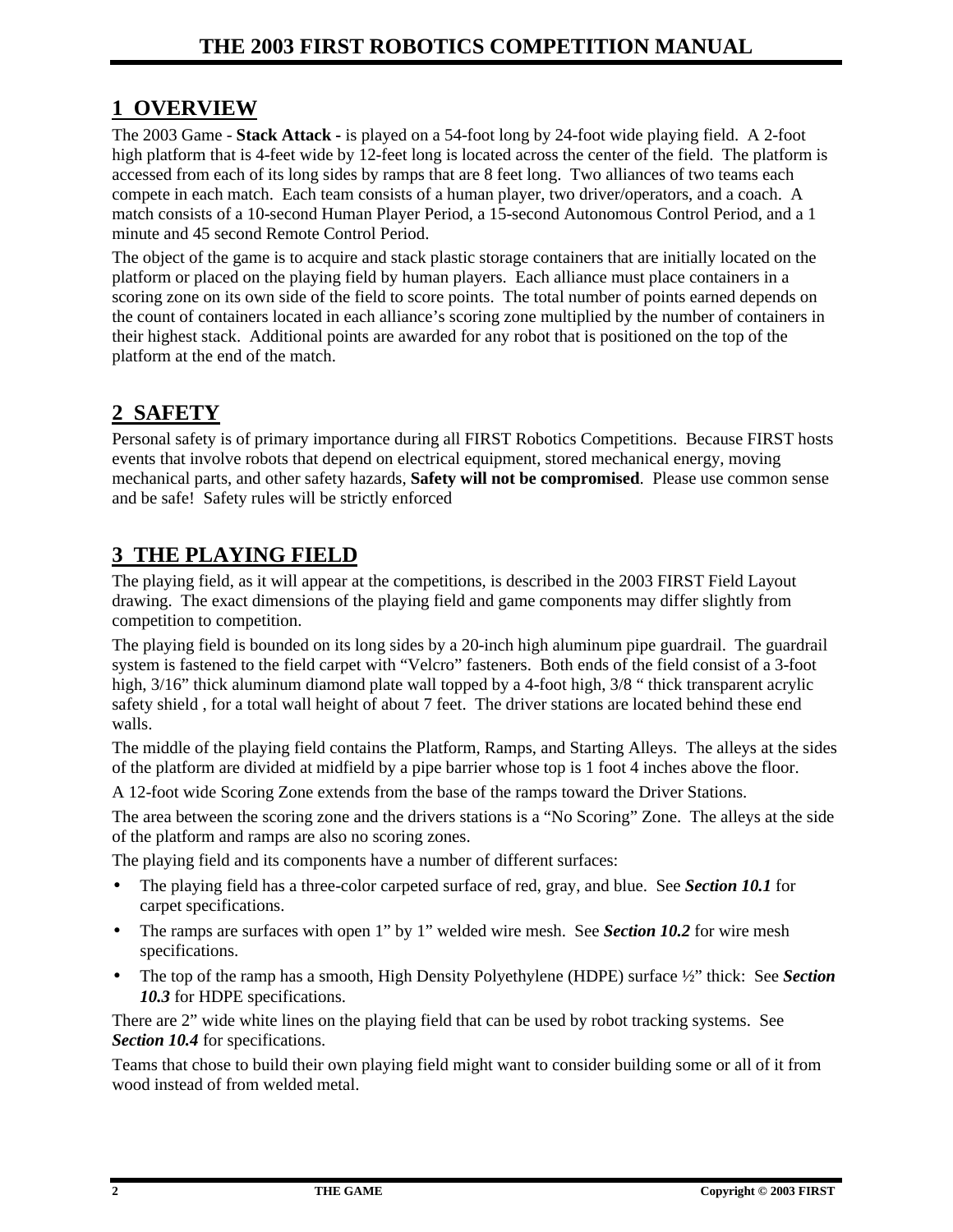## 1 OVERVIEW

The 2003 Game - **Stack Attack -** is played on a 54-foot long by 24-foot wide playing field. A 2-foot high platform that is 4-feet wide by 12-feet long is located across the center of the field. The platform is accessed from each of its long sides by ramps that are 8 feet long. Two alliances of two teams each compete in each match. Each team consists of a human player, two driver/operators, and a coach. A match consists of a 10-second Human Player Period, a 15-second Autonomous Control Period, and a 1 minute and 45 second Remote Control Period.

The object of the game is to acquire and stack plastic storage containers that are initially located on the platform or placed on the playing field by human players. Each alliance must place containers in a scoring zone on its own side of the field to score points. The total number of points earned depends on the count of containers located in each alliance's scoring zone multiplied by the number of containers in their highest stack. Additional points are awarded for any robot that is positioned on the top of the platform at the end of the match.

## 2 SAFETY

Personal safety is of primary importance during all FIRST Robotics Competitions. Because FIRST hosts events that involve robots that depend on electrical equipment, stored mechanical energy, moving mechanical parts, and other safety hazards, **Safety will not be compromised**. Please use common sense and be safe! Safety rules will be strictly enforced

## 3 THE PLAYING FIELD

The playing field, as it will appear at the competitions, is described in the 2003 FIRST Field Layout drawing. The exact dimensions of the playing field and game components may differ slightly from competition to competition.

The playing field is bounded on its long sides by a 20-inch high aluminum pipe guardrail. The guardrail system is fastened to the field carpet with "Velcro" fasteners. Both ends of the field consist of a 3-foot high, 3/16" thick aluminum diamond plate wall topped by a 4-foot high, 3/8 " thick transparent acrylic safety shield , for a total wall height of about 7 feet. The driver stations are located behind these end walls.

The middle of the playing field contains the Platform, Ramps, and Starting Alleys. The alleys at the sides of the platform are divided at midfield by a pipe barrier whose top is 1 foot 4 inches above the floor.

A 12-foot wide Scoring Zone extends from the base of the ramps toward the Driver Stations.

The area between the scoring zone and the drivers stations is a "No Scoring" Zone. The alleys at the side of the platform and ramps are also no scoring zones.

The playing field and its components have a number of different surfaces:

- The playing field has a three-color carpeted surface of red, gray, and blue. See ***Section 10.1*** for carpet specifications.
- The ramps are surfaces with open 1" by 1" welded wire mesh. See ***Section 10.2*** for wire mesh specifications.
- The top of the ramp has a smooth, High Density Polyethylene (HDPE) surface ½" thick: See ***Section 10.3*** for HDPE specifications.

There are 2" wide white lines on the playing field that can be used by robot tracking systems. See ***Section 10.4*** for specifications.

Teams that chose to build their own playing field might want to consider building some or all of it from wood instead of from welded metal.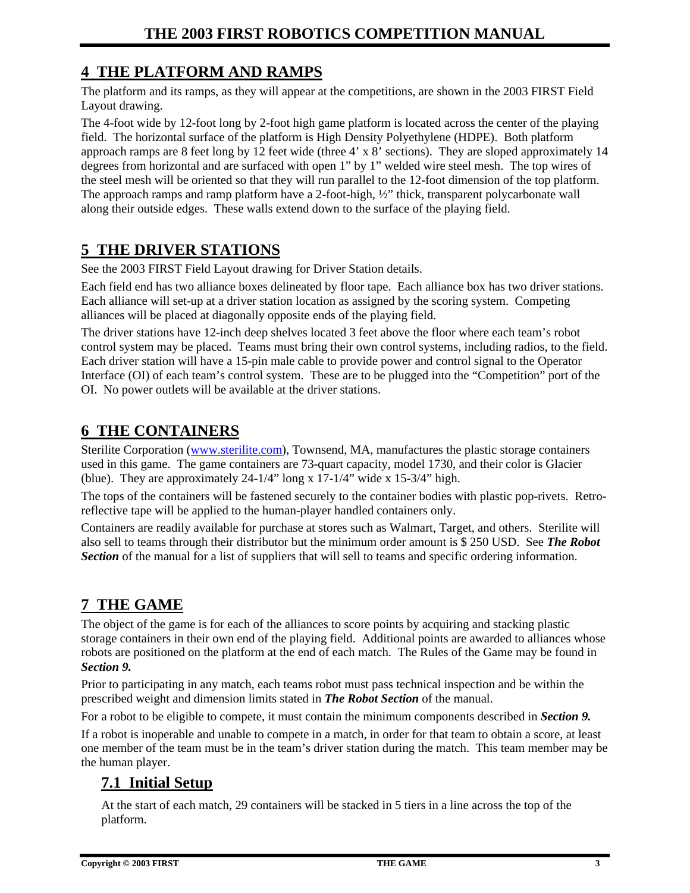## 4 THE PLATFORM AND RAMPS

The platform and its ramps, as they will appear at the competitions, are shown in the 2003 FIRST Field Layout drawing.

The 4-foot wide by 12-foot long by 2-foot high game platform is located across the center of the playing field. The horizontal surface of the platform is High Density Polyethylene (HDPE). Both platform approach ramps are 8 feet long by 12 feet wide (three 4' x 8' sections). They are sloped approximately 14 degrees from horizontal and are surfaced with open 1" by 1" welded wire steel mesh. The top wires of the steel mesh will be oriented so that they will run parallel to the 12-foot dimension of the top platform. The approach ramps and ramp platform have a 2-foot-high, ½" thick, transparent polycarbonate wall along their outside edges. These walls extend down to the surface of the playing field.

## 5 THE DRIVER STATIONS

See the 2003 FIRST Field Layout drawing for Driver Station details.

Each field end has two alliance boxes delineated by floor tape. Each alliance box has two driver stations. Each alliance will set-up at a driver station location as assigned by the scoring system. Competing alliances will be placed at diagonally opposite ends of the playing field.

The driver stations have 12-inch deep shelves located 3 feet above the floor where each team's robot control system may be placed. Teams must bring their own control systems, including radios, to the field. Each driver station will have a 15-pin male cable to provide power and control signal to the Operator Interface (OI) of each team's control system. These are to be plugged into the "Competition" port of the OI. No power outlets will be available at the driver stations.

## 6 THE CONTAINERS

Sterilite Corporation (www.sterilite.com), Townsend, MA, manufactures the plastic storage containers used in this game. The game containers are 73-quart capacity, model 1730, and their color is Glacier (blue). They are approximately 24-1/4" long x 17-1/4" wide x 15-3/4" high.

The tops of the containers will be fastened securely to the container bodies with plastic pop-rivets. Retro-reflective tape will be applied to the human-player handled containers only.

Containers are readily available for purchase at stores such as Walmart, Target, and others. Sterilite will also sell to teams through their distributor but the minimum order amount is $ 250 USD. See ***The Robot Section*** of the manual for a list of suppliers that will sell to teams and specific ordering information.

## 7 THE GAME

The object of the game is for each of the alliances to score points by acquiring and stacking plastic storage containers in their own end of the playing field. Additional points are awarded to alliances whose robots are positioned on the platform at the end of each match. The Rules of the Game may be found in ***Section 9.***

Prior to participating in any match, each teams robot must pass technical inspection and be within the prescribed weight and dimension limits stated in ***The Robot Section*** of the manual.

For a robot to be eligible to compete, it must contain the minimum components described in ***Section 9.***

If a robot is inoperable and unable to compete in a match, in order for that team to obtain a score, at least one member of the team must be in the team's driver station during the match. This team member may be the human player.

### 7.1 Initial Setup

At the start of each match, 29 containers will be stacked in 5 tiers in a line across the top of the platform.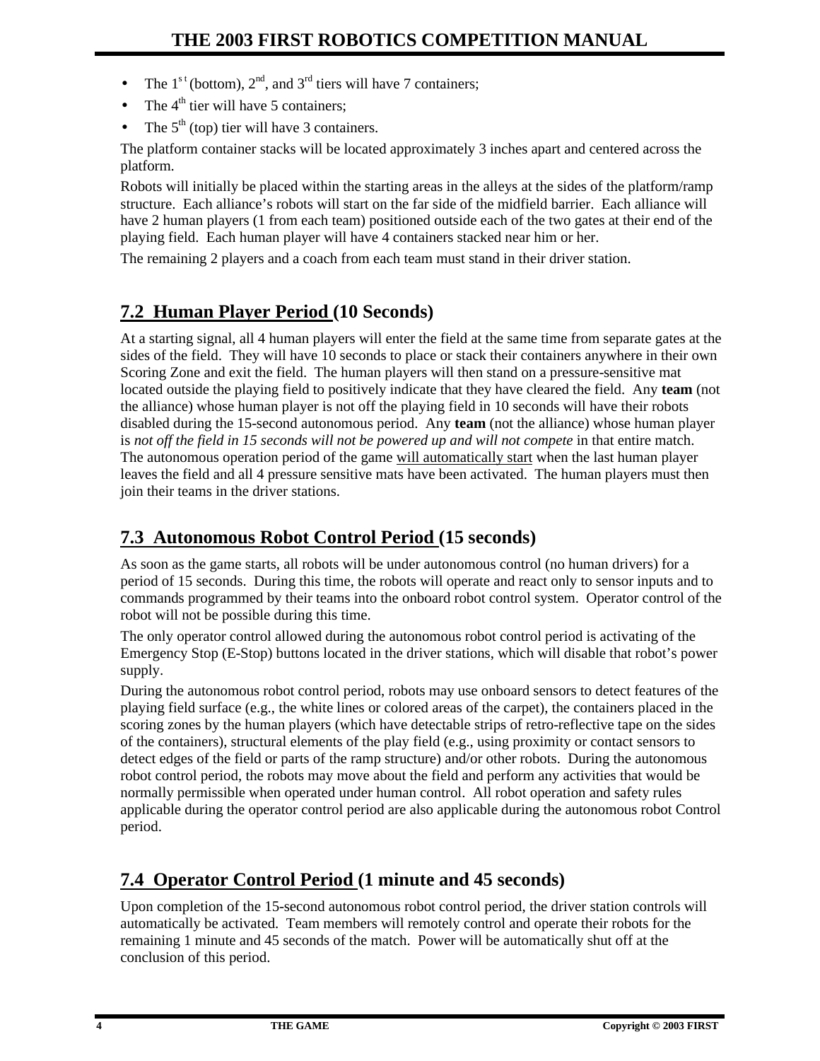- The 1st (bottom), 2nd, and 3rd tiers will have 7 containers;
- The 4th tier will have 5 containers;
- The 5th (top) tier will have 3 containers.

The platform container stacks will be located approximately 3 inches apart and centered across the platform.

Robots will initially be placed within the starting areas in the alleys at the sides of the platform/ramp structure. Each alliance's robots will start on the far side of the midfield barrier. Each alliance will have 2 human players (1 from each team) positioned outside each of the two gates at their end of the playing field. Each human player will have 4 containers stacked near him or her.

The remaining 2 players and a coach from each team must stand in their driver station.

## 7.2 Human Player Period (10 Seconds)

At a starting signal, all 4 human players will enter the field at the same time from separate gates at the sides of the field. They will have 10 seconds to place or stack their containers anywhere in their own Scoring Zone and exit the field. The human players will then stand on a pressure-sensitive mat located outside the playing field to positively indicate that they have cleared the field. Any **team** (not the alliance) whose human player is not off the playing field in 10 seconds will have their robots disabled during the 15-second autonomous period. Any **team** (not the alliance) whose human player is *not off the field in 15 seconds will not be powered up and will not compete* in that entire match. The autonomous operation period of the game will automatically start when the last human player leaves the field and all 4 pressure sensitive mats have been activated. The human players must then join their teams in the driver stations.

## 7.3 Autonomous Robot Control Period (15 seconds)

As soon as the game starts, all robots will be under autonomous control (no human drivers) for a period of 15 seconds. During this time, the robots will operate and react only to sensor inputs and to commands programmed by their teams into the onboard robot control system. Operator control of the robot will not be possible during this time.

The only operator control allowed during the autonomous robot control period is activating of the Emergency Stop (E-Stop) buttons located in the driver stations, which will disable that robot's power supply.

During the autonomous robot control period, robots may use onboard sensors to detect features of the playing field surface (e.g., the white lines or colored areas of the carpet), the containers placed in the scoring zones by the human players (which have detectable strips of retro-reflective tape on the sides of the containers), structural elements of the play field (e.g., using proximity or contact sensors to detect edges of the field or parts of the ramp structure) and/or other robots. During the autonomous robot control period, the robots may move about the field and perform any activities that would be normally permissible when operated under human control. All robot operation and safety rules applicable during the operator control period are also applicable during the autonomous robot Control period.

## 7.4 Operator Control Period (1 minute and 45 seconds)

Upon completion of the 15-second autonomous robot control period, the driver station controls will automatically be activated. Team members will remotely control and operate their robots for the remaining 1 minute and 45 seconds of the match. Power will be automatically shut off at the conclusion of this period.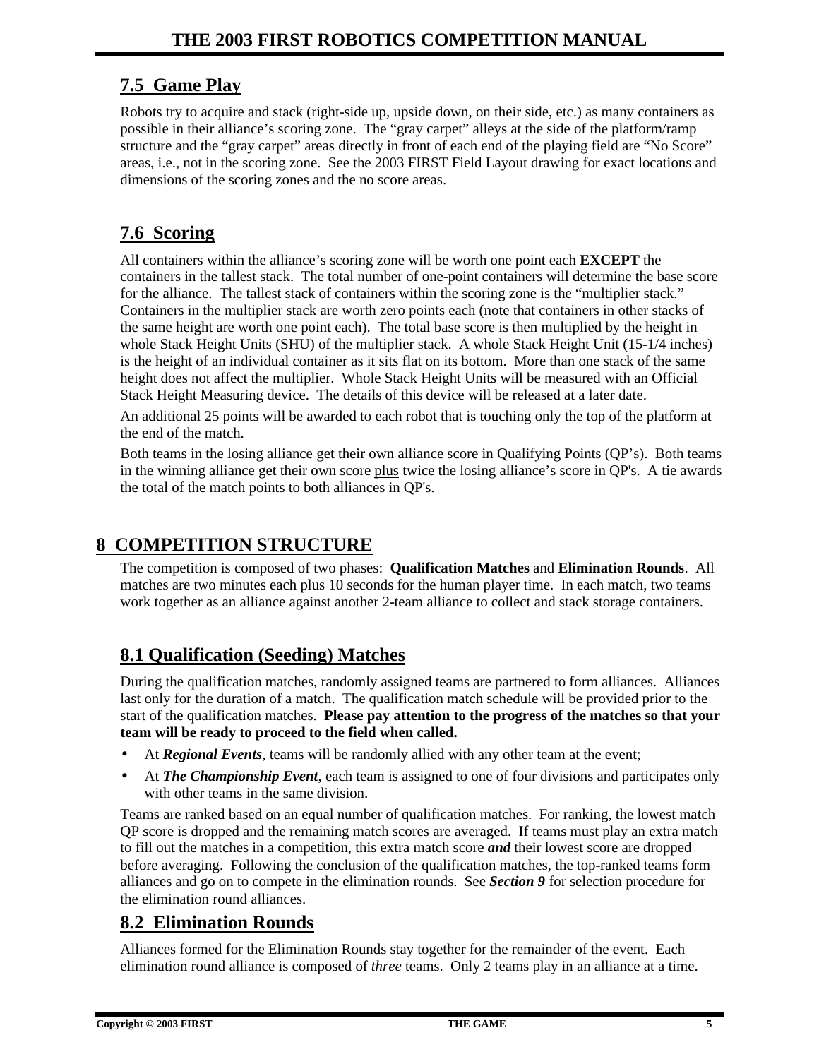## 7.5 Game Play

Robots try to acquire and stack (right-side up, upside down, on their side, etc.) as many containers as possible in their alliance's scoring zone. The "gray carpet" alleys at the side of the platform/ramp structure and the "gray carpet" areas directly in front of each end of the playing field are "No Score" areas, i.e., not in the scoring zone. See the 2003 FIRST Field Layout drawing for exact locations and dimensions of the scoring zones and the no score areas.

## 7.6 Scoring

All containers within the alliance's scoring zone will be worth one point each **EXCEPT** the containers in the tallest stack. The total number of one-point containers will determine the base score for the alliance. The tallest stack of containers within the scoring zone is the "multiplier stack." Containers in the multiplier stack are worth zero points each (note that containers in other stacks of the same height are worth one point each). The total base score is then multiplied by the height in whole Stack Height Units (SHU) of the multiplier stack. A whole Stack Height Unit (15-1/4 inches) is the height of an individual container as it sits flat on its bottom. More than one stack of the same height does not affect the multiplier. Whole Stack Height Units will be measured with an Official Stack Height Measuring device. The details of this device will be released at a later date.

An additional 25 points will be awarded to each robot that is touching only the top of the platform at the end of the match.

Both teams in the losing alliance get their own alliance score in Qualifying Points (QP's). Both teams in the winning alliance get their own score plus twice the losing alliance's score in QP's. A tie awards the total of the match points to both alliances in QP's.

# 8 COMPETITION STRUCTURE

The competition is composed of two phases: **Qualification Matches** and **Elimination Rounds**. All matches are two minutes each plus 10 seconds for the human player time. In each match, two teams work together as an alliance against another 2-team alliance to collect and stack storage containers.

## 8.1 Qualification (Seeding) Matches

During the qualification matches, randomly assigned teams are partnered to form alliances. Alliances last only for the duration of a match. The qualification match schedule will be provided prior to the start of the qualification matches. **Please pay attention to the progress of the matches so that your team will be ready to proceed to the field when called.**

- At ***Regional Events***, teams will be randomly allied with any other team at the event;
- At ***The Championship Event***, each team is assigned to one of four divisions and participates only with other teams in the same division.

Teams are ranked based on an equal number of qualification matches. For ranking, the lowest match QP score is dropped and the remaining match scores are averaged. If teams must play an extra match to fill out the matches in a competition, this extra match score ***and*** their lowest score are dropped before averaging. Following the conclusion of the qualification matches, the top-ranked teams form alliances and go on to compete in the elimination rounds. See ***Section 9*** for selection procedure for the elimination round alliances.

## 8.2 Elimination Rounds

Alliances formed for the Elimination Rounds stay together for the remainder of the event. Each elimination round alliance is composed of *three* teams. Only 2 teams play in an alliance at a time.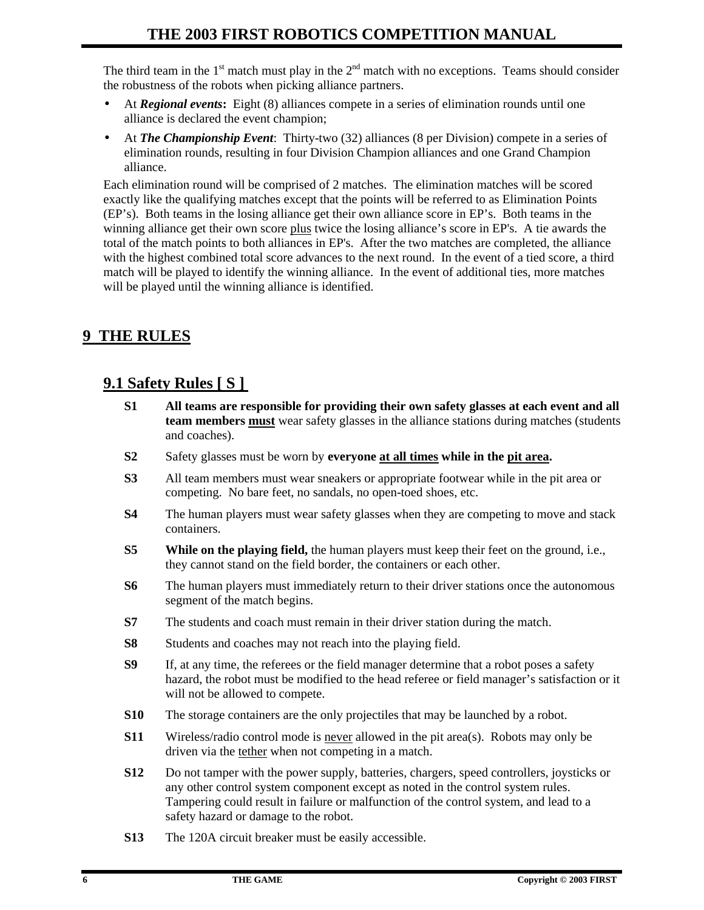The third team in the 1st match must play in the 2nd match with no exceptions. Teams should consider the robustness of the robots when picking alliance partners.

- At ***Regional events*****:** Eight (8) alliances compete in a series of elimination rounds until one alliance is declared the event champion;
- At ***The Championship Event***: Thirty-two (32) alliances (8 per Division) compete in a series of elimination rounds, resulting in four Division Champion alliances and one Grand Champion alliance.

Each elimination round will be comprised of 2 matches. The elimination matches will be scored exactly like the qualifying matches except that the points will be referred to as Elimination Points (EP's). Both teams in the losing alliance get their own alliance score in EP's. Both teams in the winning alliance get their own score <u>plus</u> twice the losing alliance's score in EP's. A tie awards the total of the match points to both alliances in EP's. After the two matches are completed, the alliance with the highest combined total score advances to the next round. In the event of a tied score, a third match will be played to identify the winning alliance. In the event of additional ties, more matches will be played until the winning alliance is identified.

# 9 THE RULES

## 9.1 Safety Rules [ S ]

**S1** **All teams are responsible for providing their own safety glasses at each event and all team members <u>must</u>** wear safety glasses in the alliance stations during matches (students and coaches).

**S2** Safety glasses must be worn by **everyone <u>at all times</u> while in the <u>pit area</u>.**

**S3** All team members must wear sneakers or appropriate footwear while in the pit area or competing. No bare feet, no sandals, no open-toed shoes, etc.

**S4** The human players must wear safety glasses when they are competing to move and stack containers.

**S5** **While on the playing field,** the human players must keep their feet on the ground, i.e., they cannot stand on the field border, the containers or each other.

**S6** The human players must immediately return to their driver stations once the autonomous segment of the match begins.

**S7** The students and coach must remain in their driver station during the match.

**S8** Students and coaches may not reach into the playing field.

**S9** If, at any time, the referees or the field manager determine that a robot poses a safety hazard, the robot must be modified to the head referee or field manager's satisfaction or it will not be allowed to compete.

**S10** The storage containers are the only projectiles that may be launched by a robot.

**S11** Wireless/radio control mode is <u>never</u> allowed in the pit area(s). Robots may only be driven via the <u>tether</u> when not competing in a match.

**S12** Do not tamper with the power supply, batteries, chargers, speed controllers, joysticks or any other control system component except as noted in the control system rules. Tampering could result in failure or malfunction of the control system, and lead to a safety hazard or damage to the robot.

**S13** The 120A circuit breaker must be easily accessible.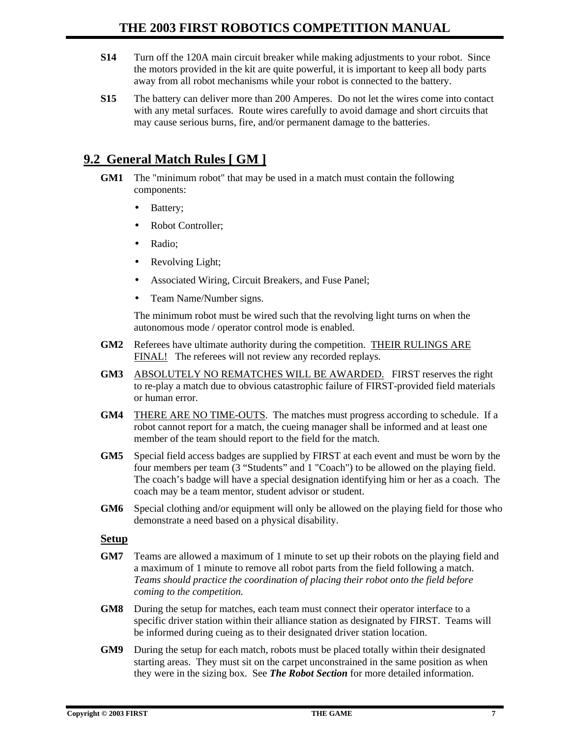**S14** Turn off the 120A main circuit breaker while making adjustments to your robot. Since the motors provided in the kit are quite powerful, it is important to keep all body parts away from all robot mechanisms while your robot is connected to the battery.

**S15** The battery can deliver more than 200 Amperes. Do not let the wires come into contact with any metal surfaces. Route wires carefully to avoid damage and short circuits that may cause serious burns, fire, and/or permanent damage to the batteries.

## 9.2 General Match Rules [ GM ]

**GM1** The "minimum robot" that may be used in a match must contain the following components:

- Battery;
- Robot Controller;
- Radio;
- Revolving Light;
- Associated Wiring, Circuit Breakers, and Fuse Panel;
- Team Name/Number signs.

The minimum robot must be wired such that the revolving light turns on when the autonomous mode / operator control mode is enabled.

**GM2** Referees have ultimate authority during the competition. <u>THEIR RULINGS ARE FINAL!</u> The referees will not review any recorded replays.

**GM3** <u>ABSOLUTELY NO REMATCHES WILL BE AWARDED.</u> FIRST reserves the right to re-play a match due to obvious catastrophic failure of FIRST-provided field materials or human error.

**GM4** <u>THERE ARE NO TIME-OUTS</u>. The matches must progress according to schedule. If a robot cannot report for a match, the cueing manager shall be informed and at least one member of the team should report to the field for the match.

**GM5** Special field access badges are supplied by FIRST at each event and must be worn by the four members per team (3 "Students" and 1 "Coach") to be allowed on the playing field. The coach's badge will have a special designation identifying him or her as a coach. The coach may be a team mentor, student advisor or student.

**GM6** Special clothing and/or equipment will only be allowed on the playing field for those who demonstrate a need based on a physical disability.

**<u>Setup</u>**

**GM7** Teams are allowed a maximum of 1 minute to set up their robots on the playing field and a maximum of 1 minute to remove all robot parts from the field following a match. *Teams should practice the coordination of placing their robot onto the field before coming to the competition.*

**GM8** During the setup for matches, each team must connect their operator interface to a specific driver station within their alliance station as designated by FIRST. Teams will be informed during cueing as to their designated driver station location.

**GM9** During the setup for each match, robots must be placed totally within their designated starting areas. They must sit on the carpet unconstrained in the same position as when they were in the sizing box. See ***The Robot Section*** for more detailed information.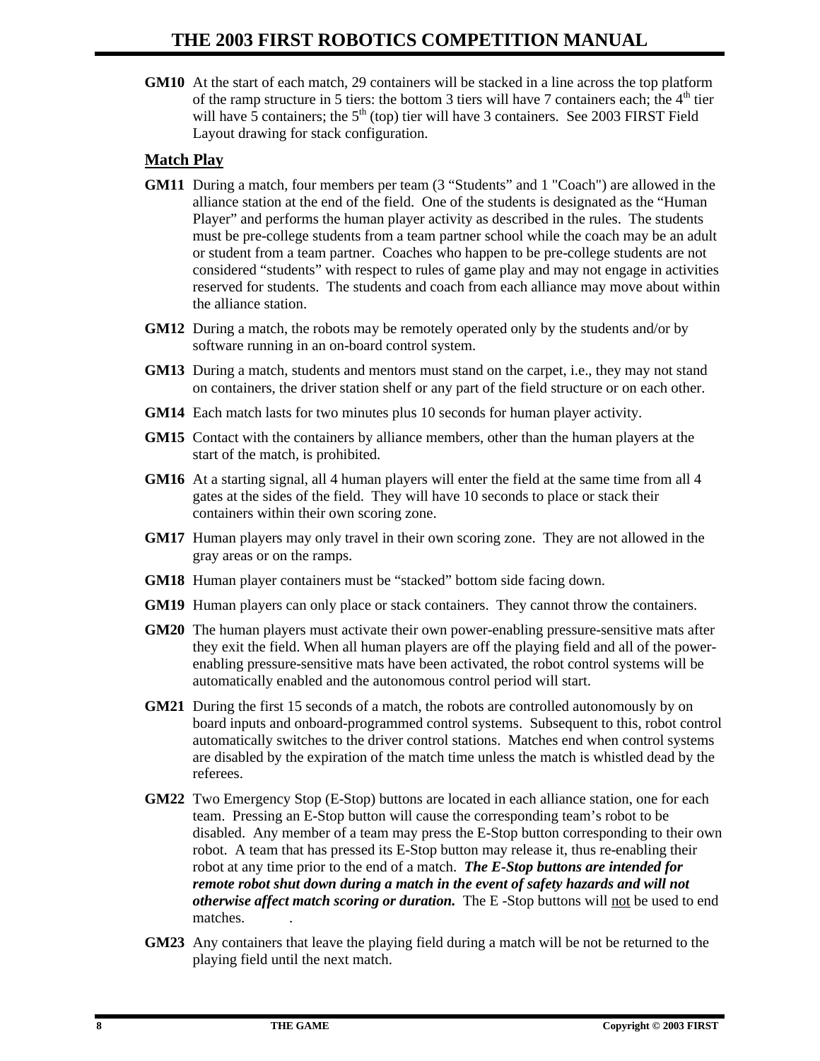**GM10** At the start of each match, 29 containers will be stacked in a line across the top platform of the ramp structure in 5 tiers: the bottom 3 tiers will have 7 containers each; the 4th tier will have 5 containers; the 5th (top) tier will have 3 containers. See 2003 FIRST Field Layout drawing for stack configuration.

## Match Play

**GM11** During a match, four members per team (3 "Students" and 1 "Coach") are allowed in the alliance station at the end of the field. One of the students is designated as the "Human Player" and performs the human player activity as described in the rules. The students must be pre-college students from a team partner school while the coach may be an adult or student from a team partner. Coaches who happen to be pre-college students are not considered "students" with respect to rules of game play and may not engage in activities reserved for students. The students and coach from each alliance may move about within the alliance station.

**GM12** During a match, the robots may be remotely operated only by the students and/or by software running in an on-board control system.

**GM13** During a match, students and mentors must stand on the carpet, i.e., they may not stand on containers, the driver station shelf or any part of the field structure or on each other.

**GM14** Each match lasts for two minutes plus 10 seconds for human player activity.

**GM15** Contact with the containers by alliance members, other than the human players at the start of the match, is prohibited.

**GM16** At a starting signal, all 4 human players will enter the field at the same time from all 4 gates at the sides of the field. They will have 10 seconds to place or stack their containers within their own scoring zone.

**GM17** Human players may only travel in their own scoring zone. They are not allowed in the gray areas or on the ramps.

**GM18** Human player containers must be "stacked" bottom side facing down.

**GM19** Human players can only place or stack containers. They cannot throw the containers.

**GM20** The human players must activate their own power-enabling pressure-sensitive mats after they exit the field. When all human players are off the playing field and all of the power-enabling pressure-sensitive mats have been activated, the robot control systems will be automatically enabled and the autonomous control period will start.

**GM21** During the first 15 seconds of a match, the robots are controlled autonomously by on board inputs and onboard-programmed control systems. Subsequent to this, robot control automatically switches to the driver control stations. Matches end when control systems are disabled by the expiration of the match time unless the match is whistled dead by the referees.

**GM22** Two Emergency Stop (E-Stop) buttons are located in each alliance station, one for each team. Pressing an E-Stop button will cause the corresponding team's robot to be disabled. Any member of a team may press the E-Stop button corresponding to their own robot. A team that has pressed its E-Stop button may release it, thus re-enabling their robot at any time prior to the end of a match. ***The E-Stop buttons are intended for remote robot shut down during a match in the event of safety hazards and will not otherwise affect match scoring or duration.*** The E -Stop buttons will not be used to end matches.

**GM23** Any containers that leave the playing field during a match will be not be returned to the playing field until the next match.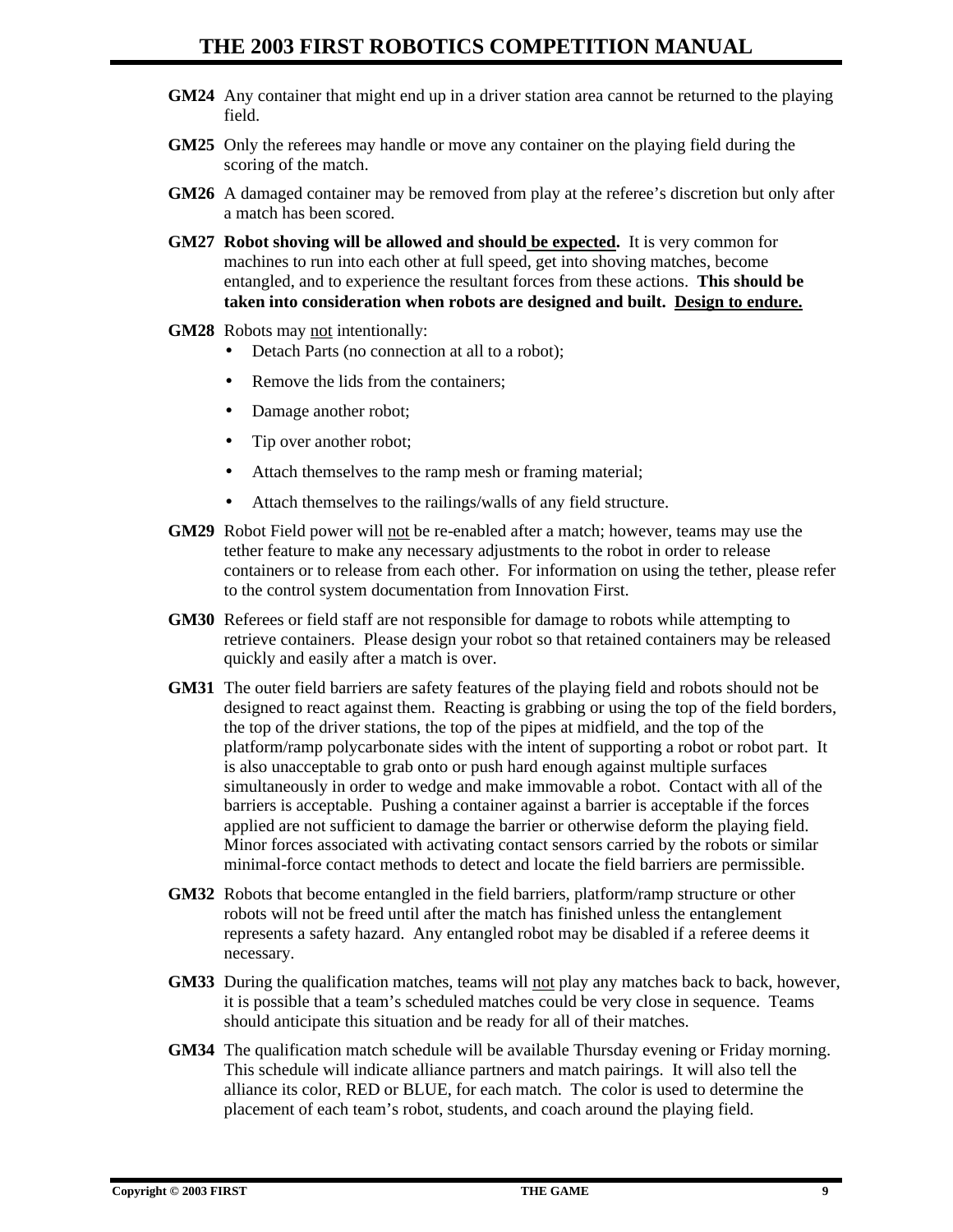**GM24** Any container that might end up in a driver station area cannot be returned to the playing field.

**GM25** Only the referees may handle or move any container on the playing field during the scoring of the match.

**GM26** A damaged container may be removed from play at the referee's discretion but only after a match has been scored.

**GM27** **Robot shoving will be allowed and should <u>be expected</u>.** It is very common for machines to run into each other at full speed, get into shoving matches, become entangled, and to experience the resultant forces from these actions. **This should be taken into consideration when robots are designed and built. <u>Design to endure.</u>**

**GM28** Robots may <u>not</u> intentionally:

- Detach Parts (no connection at all to a robot);
- Remove the lids from the containers;
- Damage another robot;
- Tip over another robot;
- Attach themselves to the ramp mesh or framing material;
- Attach themselves to the railings/walls of any field structure.

**GM29** Robot Field power will <u>not</u> be re-enabled after a match; however, teams may use the tether feature to make any necessary adjustments to the robot in order to release containers or to release from each other. For information on using the tether, please refer to the control system documentation from Innovation First.

**GM30** Referees or field staff are not responsible for damage to robots while attempting to retrieve containers. Please design your robot so that retained containers may be released quickly and easily after a match is over.

**GM31** The outer field barriers are safety features of the playing field and robots should not be designed to react against them. Reacting is grabbing or using the top of the field borders, the top of the driver stations, the top of the pipes at midfield, and the top of the platform/ramp polycarbonate sides with the intent of supporting a robot or robot part. It is also unacceptable to grab onto or push hard enough against multiple surfaces simultaneously in order to wedge and make immovable a robot. Contact with all of the barriers is acceptable. Pushing a container against a barrier is acceptable if the forces applied are not sufficient to damage the barrier or otherwise deform the playing field. Minor forces associated with activating contact sensors carried by the robots or similar minimal-force contact methods to detect and locate the field barriers are permissible.

**GM32** Robots that become entangled in the field barriers, platform/ramp structure or other robots will not be freed until after the match has finished unless the entanglement represents a safety hazard. Any entangled robot may be disabled if a referee deems it necessary.

**GM33** During the qualification matches, teams will <u>not</u> play any matches back to back, however, it is possible that a team's scheduled matches could be very close in sequence. Teams should anticipate this situation and be ready for all of their matches.

**GM34** The qualification match schedule will be available Thursday evening or Friday morning. This schedule will indicate alliance partners and match pairings. It will also tell the alliance its color, RED or BLUE, for each match. The color is used to determine the placement of each team's robot, students, and coach around the playing field.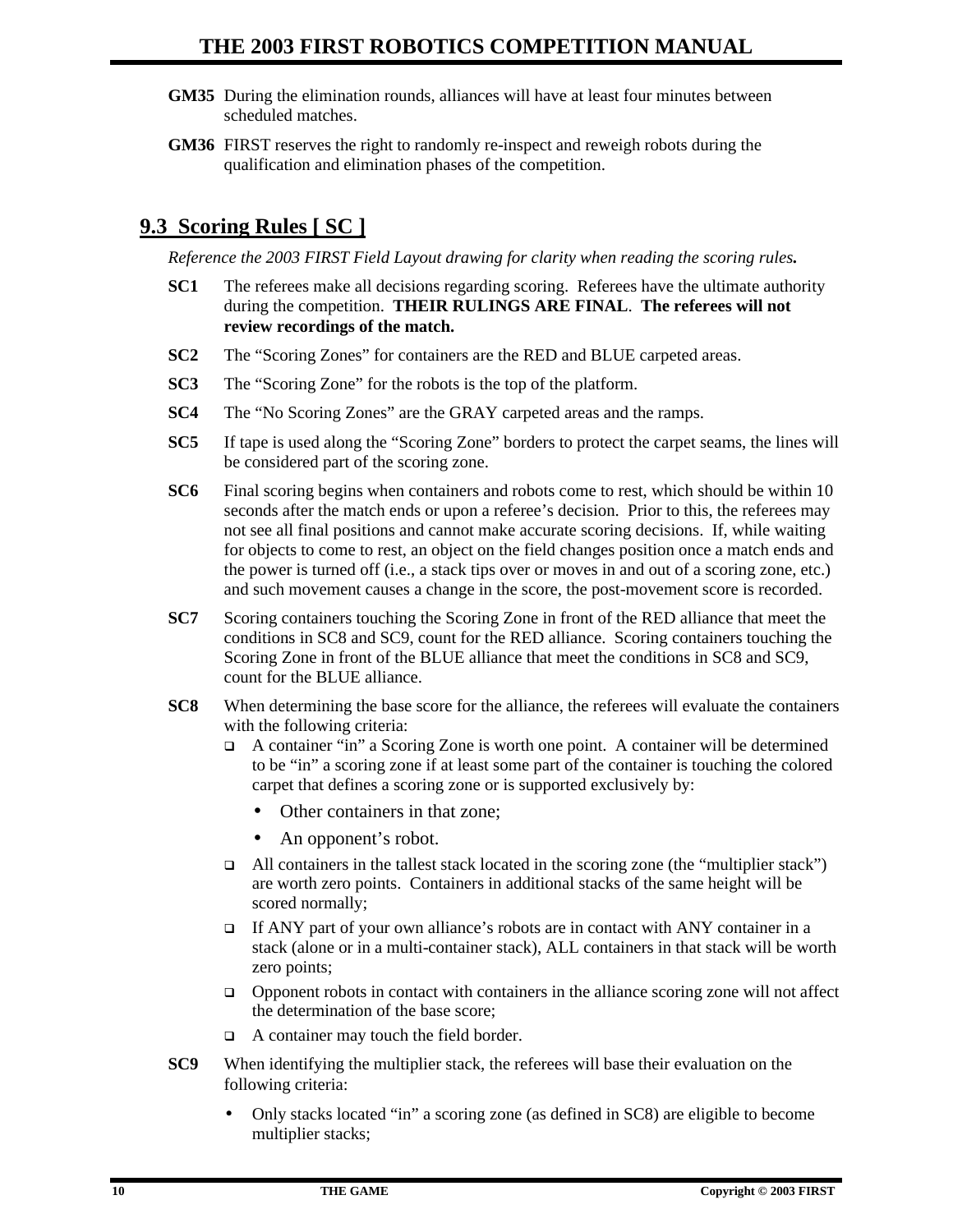**GM35** During the elimination rounds, alliances will have at least four minutes between scheduled matches.

**GM36** FIRST reserves the right to randomly re-inspect and reweigh robots during the qualification and elimination phases of the competition.

## 9.3 Scoring Rules [ SC ]

*Reference the 2003 FIRST Field Layout drawing for clarity when reading the scoring rules.*

**SC1** The referees make all decisions regarding scoring. Referees have the ultimate authority during the competition. **THEIR RULINGS ARE FINAL**. **The referees will not review recordings of the match.**

**SC2** The "Scoring Zones" for containers are the RED and BLUE carpeted areas.

**SC3** The "Scoring Zone" for the robots is the top of the platform.

**SC4** The "No Scoring Zones" are the GRAY carpeted areas and the ramps.

**SC5** If tape is used along the "Scoring Zone" borders to protect the carpet seams, the lines will be considered part of the scoring zone.

**SC6** Final scoring begins when containers and robots come to rest, which should be within 10 seconds after the match ends or upon a referee's decision. Prior to this, the referees may not see all final positions and cannot make accurate scoring decisions. If, while waiting for objects to come to rest, an object on the field changes position once a match ends and the power is turned off (i.e., a stack tips over or moves in and out of a scoring zone, etc.) and such movement causes a change in the score, the post-movement score is recorded.

**SC7** Scoring containers touching the Scoring Zone in front of the RED alliance that meet the conditions in SC8 and SC9, count for the RED alliance. Scoring containers touching the Scoring Zone in front of the BLUE alliance that meet the conditions in SC8 and SC9, count for the BLUE alliance.

**SC8** When determining the base score for the alliance, the referees will evaluate the containers with the following criteria:

- A container "in" a Scoring Zone is worth one point. A container will be determined to be "in" a scoring zone if at least some part of the container is touching the colored carpet that defines a scoring zone or is supported exclusively by:
  - Other containers in that zone;
  - An opponent's robot.
- All containers in the tallest stack located in the scoring zone (the "multiplier stack") are worth zero points. Containers in additional stacks of the same height will be scored normally;
- If ANY part of your own alliance's robots are in contact with ANY container in a stack (alone or in a multi-container stack), ALL containers in that stack will be worth zero points;
- Opponent robots in contact with containers in the alliance scoring zone will not affect the determination of the base score;
- A container may touch the field border.

**SC9** When identifying the multiplier stack, the referees will base their evaluation on the following criteria:

- Only stacks located "in" a scoring zone (as defined in SC8) are eligible to become multiplier stacks;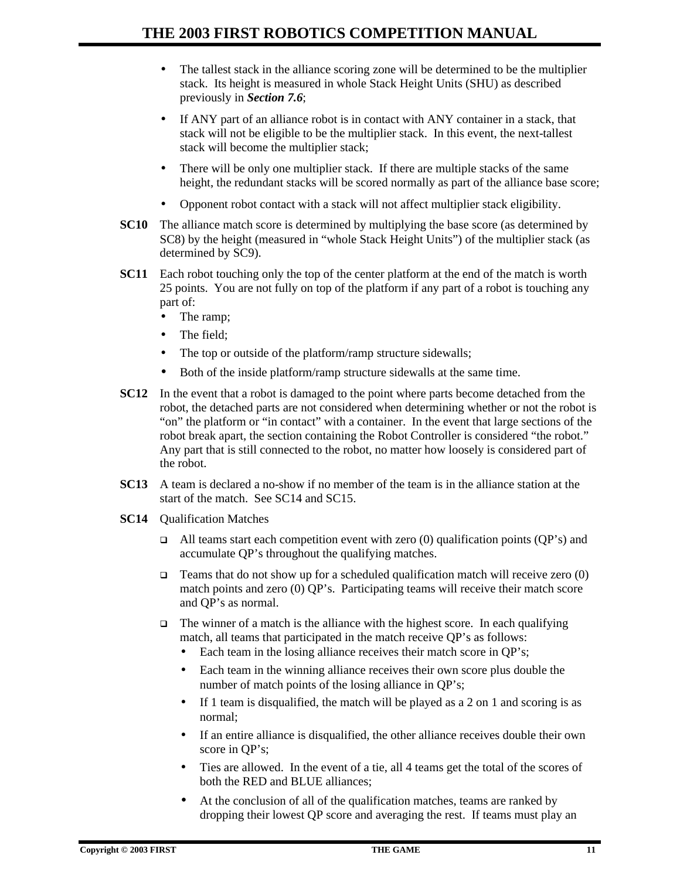- The tallest stack in the alliance scoring zone will be determined to be the multiplier stack. Its height is measured in whole Stack Height Units (SHU) as described previously in ***Section 7.6***;
- If ANY part of an alliance robot is in contact with ANY container in a stack, that stack will not be eligible to be the multiplier stack. In this event, the next-tallest stack will become the multiplier stack;
- There will be only one multiplier stack. If there are multiple stacks of the same height, the redundant stacks will be scored normally as part of the alliance base score;
- Opponent robot contact with a stack will not affect multiplier stack eligibility.

**SC10** The alliance match score is determined by multiplying the base score (as determined by SC8) by the height (measured in "whole Stack Height Units") of the multiplier stack (as determined by SC9).

**SC11** Each robot touching only the top of the center platform at the end of the match is worth 25 points. You are not fully on top of the platform if any part of a robot is touching any part of:

- The ramp;
- The field;
- The top or outside of the platform/ramp structure sidewalls;
- Both of the inside platform/ramp structure sidewalls at the same time.

**SC12** In the event that a robot is damaged to the point where parts become detached from the robot, the detached parts are not considered when determining whether or not the robot is "on" the platform or "in contact" with a container. In the event that large sections of the robot break apart, the section containing the Robot Controller is considered "the robot." Any part that is still connected to the robot, no matter how loosely is considered part of the robot.

**SC13** A team is declared a no-show if no member of the team is in the alliance station at the start of the match. See SC14 and SC15.

**SC14** Qualification Matches

- All teams start each competition event with zero (0) qualification points (QP's) and accumulate QP's throughout the qualifying matches.
- Teams that do not show up for a scheduled qualification match will receive zero (0) match points and zero (0) QP's. Participating teams will receive their match score and QP's as normal.
- The winner of a match is the alliance with the highest score. In each qualifying match, all teams that participated in the match receive QP's as follows:
  - Each team in the losing alliance receives their match score in QP's;
  - Each team in the winning alliance receives their own score plus double the number of match points of the losing alliance in QP's;
  - If 1 team is disqualified, the match will be played as a 2 on 1 and scoring is as normal;
  - If an entire alliance is disqualified, the other alliance receives double their own score in QP's;
  - Ties are allowed. In the event of a tie, all 4 teams get the total of the scores of both the RED and BLUE alliances;
  - At the conclusion of all of the qualification matches, teams are ranked by dropping their lowest QP score and averaging the rest. If teams must play an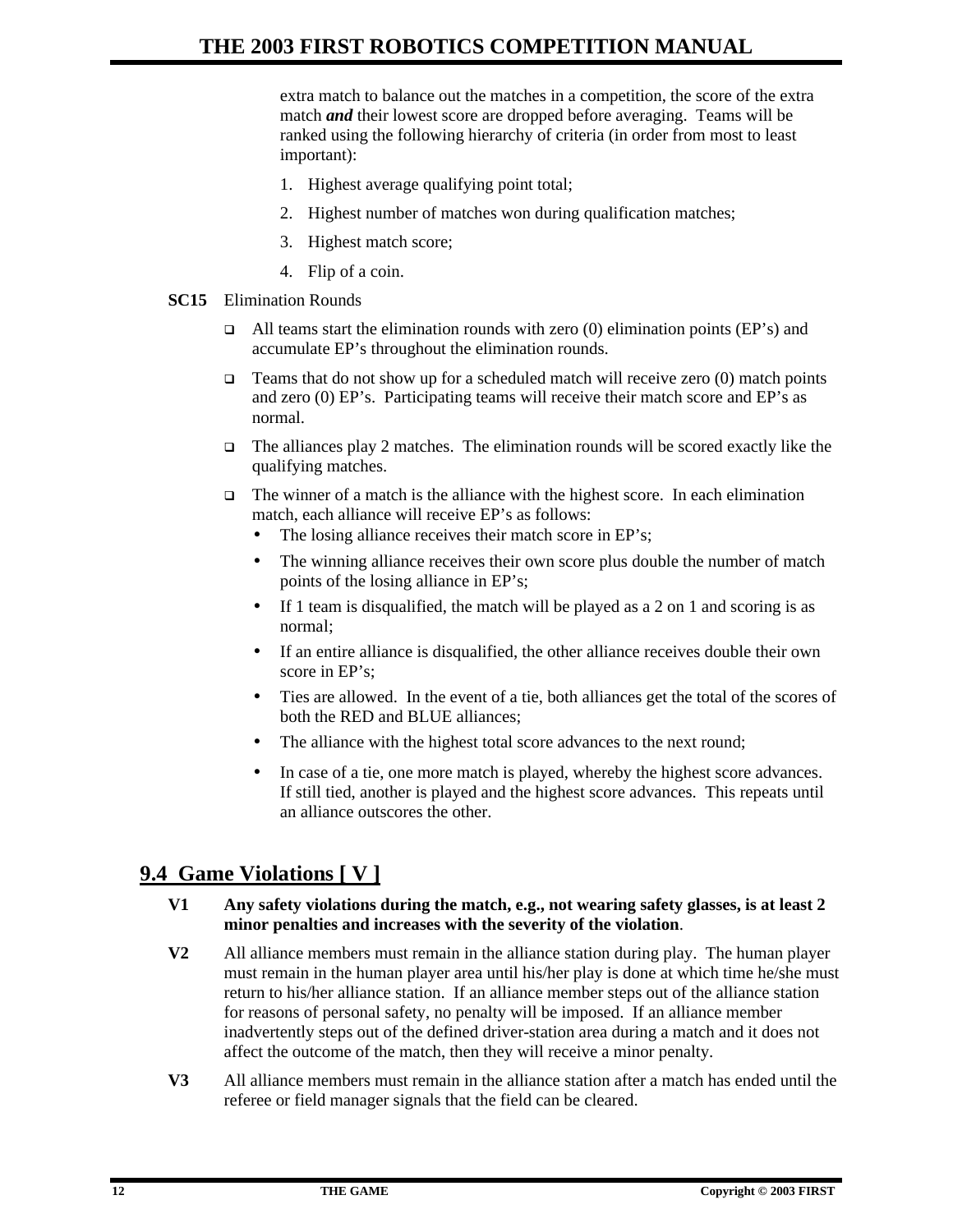extra match to balance out the matches in a competition, the score of the extra match ***and*** their lowest score are dropped before averaging. Teams will be ranked using the following hierarchy of criteria (in order from most to least important):

1. Highest average qualifying point total;
2. Highest number of matches won during qualification matches;
3. Highest match score;
4. Flip of a coin.

**SC15** Elimination Rounds

- All teams start the elimination rounds with zero (0) elimination points (EP's) and accumulate EP's throughout the elimination rounds.
- Teams that do not show up for a scheduled match will receive zero (0) match points and zero (0) EP's. Participating teams will receive their match score and EP's as normal.
- The alliances play 2 matches. The elimination rounds will be scored exactly like the qualifying matches.
- The winner of a match is the alliance with the highest score. In each elimination match, each alliance will receive EP's as follows:
  - The losing alliance receives their match score in EP's;
  - The winning alliance receives their own score plus double the number of match points of the losing alliance in EP's;
  - If 1 team is disqualified, the match will be played as a 2 on 1 and scoring is as normal;
  - If an entire alliance is disqualified, the other alliance receives double their own score in EP's;
  - Ties are allowed. In the event of a tie, both alliances get the total of the scores of both the RED and BLUE alliances;
  - The alliance with the highest total score advances to the next round;
  - In case of a tie, one more match is played, whereby the highest score advances. If still tied, another is played and the highest score advances. This repeats until an alliance outscores the other.

## 9.4 Game Violations [ V ]

**V1** **Any safety violations during the match, e.g., not wearing safety glasses, is at least 2 minor penalties and increases with the severity of the violation**.

**V2** All alliance members must remain in the alliance station during play. The human player must remain in the human player area until his/her play is done at which time he/she must return to his/her alliance station. If an alliance member steps out of the alliance station for reasons of personal safety, no penalty will be imposed. If an alliance member inadvertently steps out of the defined driver-station area during a match and it does not affect the outcome of the match, then they will receive a minor penalty.

**V3** All alliance members must remain in the alliance station after a match has ended until the referee or field manager signals that the field can be cleared.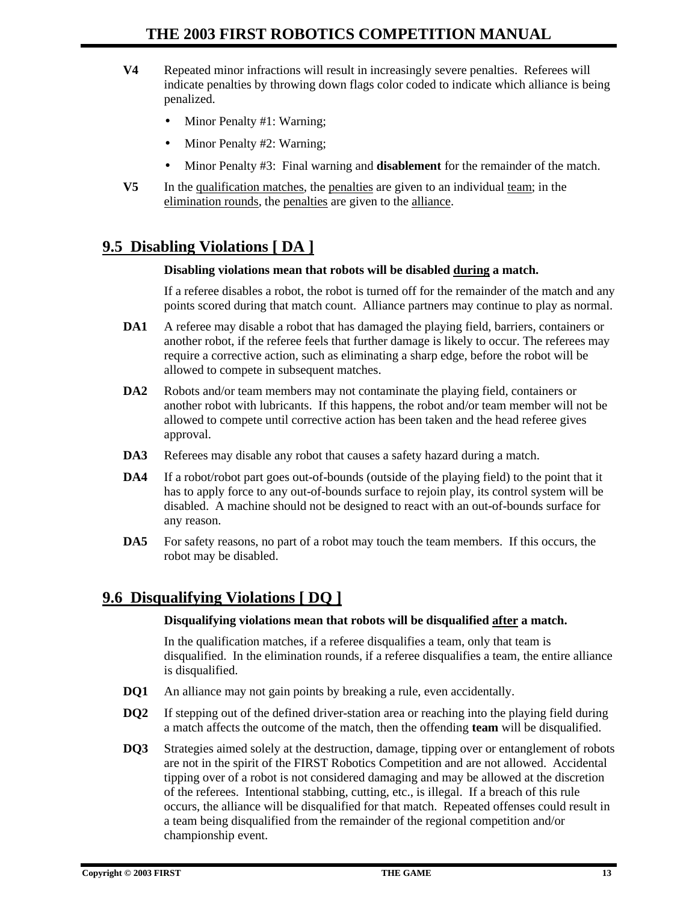**V4** Repeated minor infractions will result in increasingly severe penalties. Referees will indicate penalties by throwing down flags color coded to indicate which alliance is being penalized.

- Minor Penalty #1: Warning;
- Minor Penalty #2: Warning;
- Minor Penalty #3: Final warning and **disablement** for the remainder of the match.

**V5** In the qualification matches, the penalties are given to an individual team; in the elimination rounds, the penalties are given to the alliance.

## 9.5 Disabling Violations [ DA ]

**Disabling violations mean that robots will be disabled during a match.**

If a referee disables a robot, the robot is turned off for the remainder of the match and any points scored during that match count. Alliance partners may continue to play as normal.

**DA1** A referee may disable a robot that has damaged the playing field, barriers, containers or another robot, if the referee feels that further damage is likely to occur. The referees may require a corrective action, such as eliminating a sharp edge, before the robot will be allowed to compete in subsequent matches.

**DA2** Robots and/or team members may not contaminate the playing field, containers or another robot with lubricants. If this happens, the robot and/or team member will not be allowed to compete until corrective action has been taken and the head referee gives approval.

**DA3** Referees may disable any robot that causes a safety hazard during a match.

**DA4** If a robot/robot part goes out-of-bounds (outside of the playing field) to the point that it has to apply force to any out-of-bounds surface to rejoin play, its control system will be disabled. A machine should not be designed to react with an out-of-bounds surface for any reason.

**DA5** For safety reasons, no part of a robot may touch the team members. If this occurs, the robot may be disabled.

## 9.6 Disqualifying Violations [ DQ ]

**Disqualifying violations mean that robots will be disqualified after a match.**

In the qualification matches, if a referee disqualifies a team, only that team is disqualified. In the elimination rounds, if a referee disqualifies a team, the entire alliance is disqualified.

**DQ1** An alliance may not gain points by breaking a rule, even accidentally.

**DQ2** If stepping out of the defined driver-station area or reaching into the playing field during a match affects the outcome of the match, then the offending **team** will be disqualified.

**DQ3** Strategies aimed solely at the destruction, damage, tipping over or entanglement of robots are not in the spirit of the FIRST Robotics Competition and are not allowed. Accidental tipping over of a robot is not considered damaging and may be allowed at the discretion of the referees. Intentional stabbing, cutting, etc., is illegal. If a breach of this rule occurs, the alliance will be disqualified for that match. Repeated offenses could result in a team being disqualified from the remainder of the regional competition and/or championship event.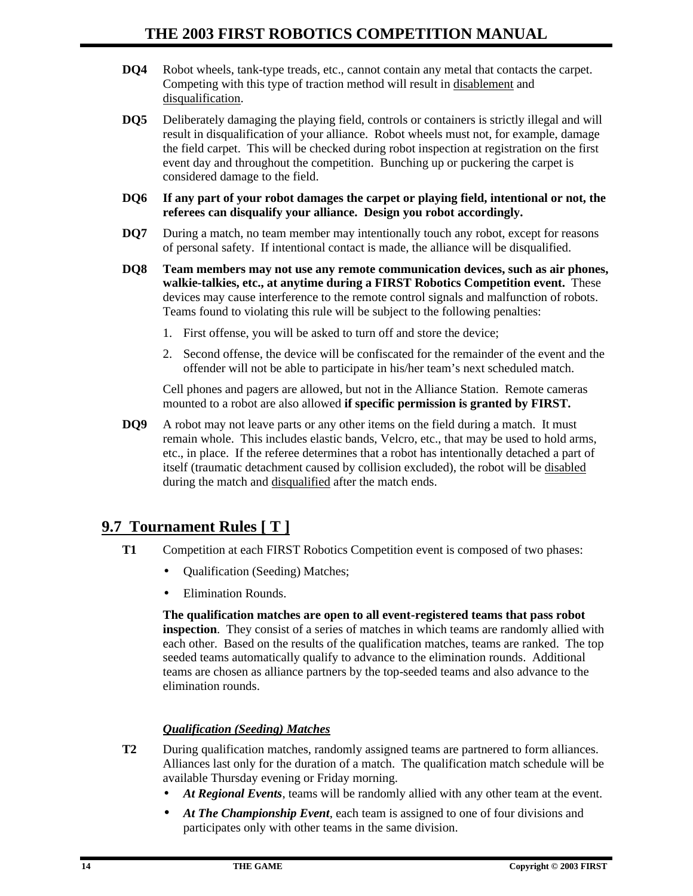**DQ4** Robot wheels, tank-type treads, etc., cannot contain any metal that contacts the carpet. Competing with this type of traction method will result in <u>disablement</u> and <u>disqualification</u>.

**DQ5** Deliberately damaging the playing field, controls or containers is strictly illegal and will result in disqualification of your alliance. Robot wheels must not, for example, damage the field carpet. This will be checked during robot inspection at registration on the first event day and throughout the competition. Bunching up or puckering the carpet is considered damage to the field.

**DQ6** **If any part of your robot damages the carpet or playing field, intentional or not, the referees can disqualify your alliance. Design you robot accordingly.**

**DQ7** During a match, no team member may intentionally touch any robot, except for reasons of personal safety. If intentional contact is made, the alliance will be disqualified.

**DQ8** **Team members may not use any remote communication devices, such as air phones, walkie-talkies, etc., at anytime during a FIRST Robotics Competition event.** These devices may cause interference to the remote control signals and malfunction of robots. Teams found to violating this rule will be subject to the following penalties:

1. First offense, you will be asked to turn off and store the device;
2. Second offense, the device will be confiscated for the remainder of the event and the offender will not be able to participate in his/her team's next scheduled match.

Cell phones and pagers are allowed, but not in the Alliance Station. Remote cameras mounted to a robot are also allowed **if specific permission is granted by FIRST.**

**DQ9** A robot may not leave parts or any other items on the field during a match. It must remain whole. This includes elastic bands, Velcro, etc., that may be used to hold arms, etc., in place. If the referee determines that a robot has intentionally detached a part of itself (traumatic detachment caused by collision excluded), the robot will be <u>disabled</u> during the match and <u>disqualified</u> after the match ends.

## 9.7 Tournament Rules [ T ]

**T1** Competition at each FIRST Robotics Competition event is composed of two phases:

- Qualification (Seeding) Matches;
- Elimination Rounds.

**The qualification matches are open to all event-registered teams that pass robot inspection**. They consist of a series of matches in which teams are randomly allied with each other. Based on the results of the qualification matches, teams are ranked. The top seeded teams automatically qualify to advance to the elimination rounds. Additional teams are chosen as alliance partners by the top-seeded teams and also advance to the elimination rounds.

### ***<u>Qualification (Seeding) Matches</u>***

**T2** During qualification matches, randomly assigned teams are partnered to form alliances. Alliances last only for the duration of a match. The qualification match schedule will be available Thursday evening or Friday morning.

- ***At Regional Events***, teams will be randomly allied with any other team at the event.
- ***At The Championship Event***, each team is assigned to one of four divisions and participates only with other teams in the same division.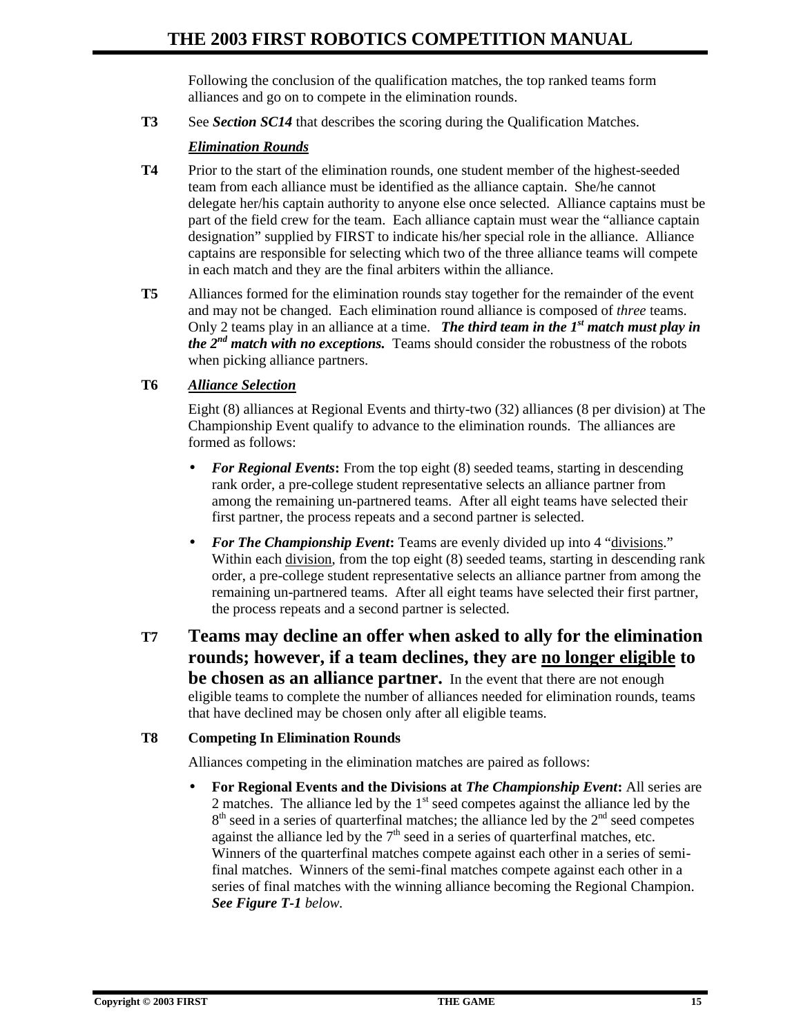Following the conclusion of the qualification matches, the top ranked teams form alliances and go on to compete in the elimination rounds.

**T3** See ***Section SC14*** that describes the scoring during the Qualification Matches.

***Elimination Rounds***

**T4** Prior to the start of the elimination rounds, one student member of the highest-seeded team from each alliance must be identified as the alliance captain. She/he cannot delegate her/his captain authority to anyone else once selected. Alliance captains must be part of the field crew for the team. Each alliance captain must wear the "alliance captain designation" supplied by FIRST to indicate his/her special role in the alliance. Alliance captains are responsible for selecting which two of the three alliance teams will compete in each match and they are the final arbiters within the alliance.

**T5** Alliances formed for the elimination rounds stay together for the remainder of the event and may not be changed. Each elimination round alliance is composed of *three* teams. Only 2 teams play in an alliance at a time. ***The third team in the 1st match must play in the 2nd match with no exceptions.*** Teams should consider the robustness of the robots when picking alliance partners.

**T6** ***Alliance Selection***

Eight (8) alliances at Regional Events and thirty-two (32) alliances (8 per division) at The Championship Event qualify to advance to the elimination rounds. The alliances are formed as follows:

- ***For Regional Events*:** From the top eight (8) seeded teams, starting in descending rank order, a pre-college student representative selects an alliance partner from among the remaining un-partnered teams. After all eight teams have selected their first partner, the process repeats and a second partner is selected.
- ***For The Championship Event*:** Teams are evenly divided up into 4 "divisions." Within each division, from the top eight (8) seeded teams, starting in descending rank order, a pre-college student representative selects an alliance partner from among the remaining un-partnered teams. After all eight teams have selected their first partner, the process repeats and a second partner is selected.

**T7** **Teams may decline an offer when asked to ally for the elimination rounds; however, if a team declines, they are no longer eligible to be chosen as an alliance partner.** In the event that there are not enough eligible teams to complete the number of alliances needed for elimination rounds, teams that have declined may be chosen only after all eligible teams.

**T8** **Competing In Elimination Rounds**

Alliances competing in the elimination matches are paired as follows:

- **For Regional Events and the Divisions at *The Championship Event*:** All series are 2 matches. The alliance led by the 1st seed competes against the alliance led by the 8th seed in a series of quarterfinal matches; the alliance led by the 2nd seed competes against the alliance led by the 7th seed in a series of quarterfinal matches, etc. Winners of the quarterfinal matches compete against each other in a series of semi-final matches. Winners of the semi-final matches compete against each other in a series of final matches with the winning alliance becoming the Regional Champion. ***See Figure T-1*** *below.*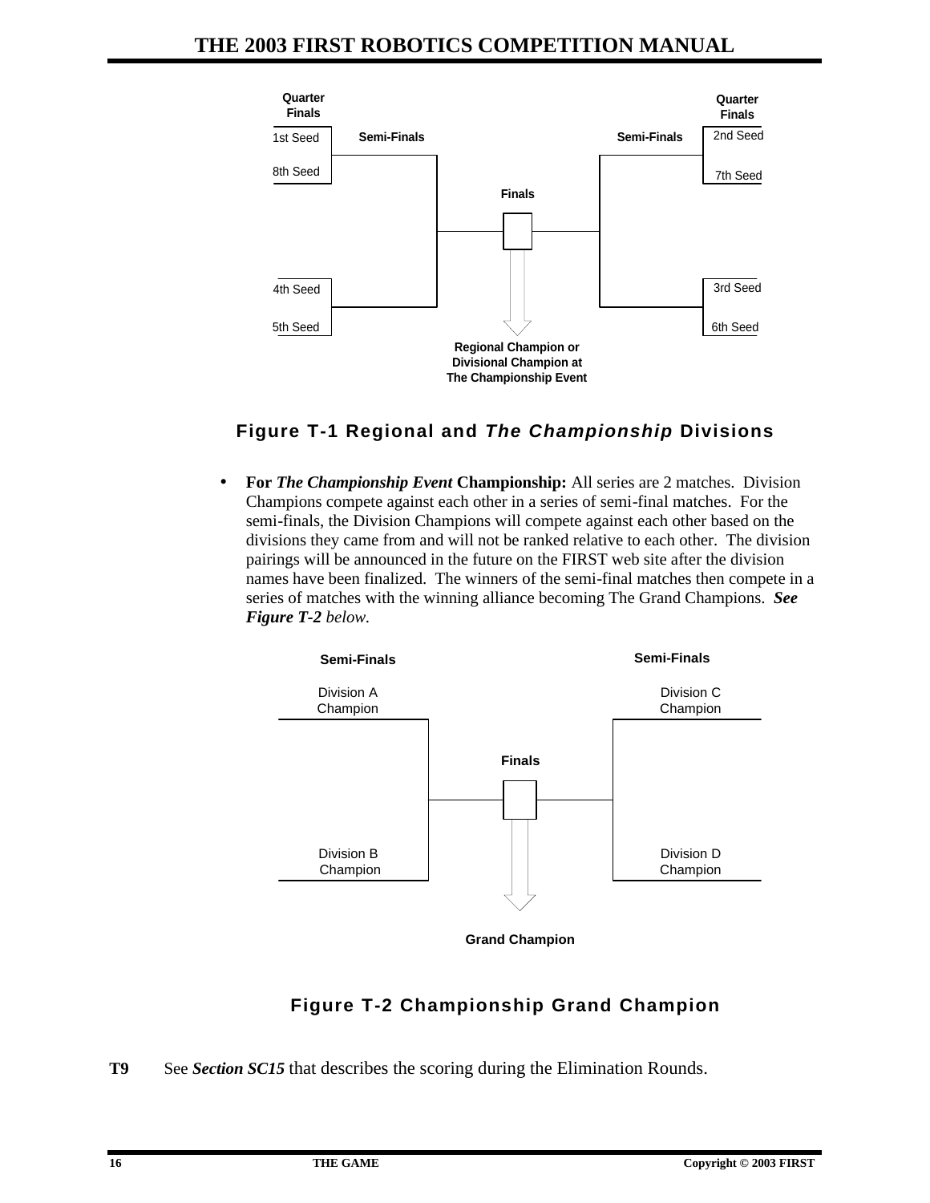Quarter Finals

1st Seed
8th Seed
4th Seed
5th Seed

Semi-Finals

Finals

Semi-Finals

Quarter Finals

2nd Seed
7th Seed
3rd Seed
6th Seed

Regional Champion or Divisional Champion at The Championship Event

**Figure T-1 Regional and *The Championship* Divisions**

- **For *The Championship Event* Championship:** All series are 2 matches. Division Champions compete against each other in a series of semi-final matches. For the semi-finals, the Division Champions will compete against each other based on the divisions they came from and will not be ranked relative to each other. The division pairings will be announced in the future on the FIRST web site after the division names have been finalized. The winners of the semi-final matches then compete in a series of matches with the winning alliance becoming The Grand Champions. ***See Figure T-2*** *below.*

Semi-Finals

Division A Champion

Division B Champion

Finals

Semi-Finals

Division C Champion

Division D Champion

Grand Champion

**Figure T-2 Championship Grand Champion**

**T9** See ***Section SC15*** that describes the scoring during the Elimination Rounds.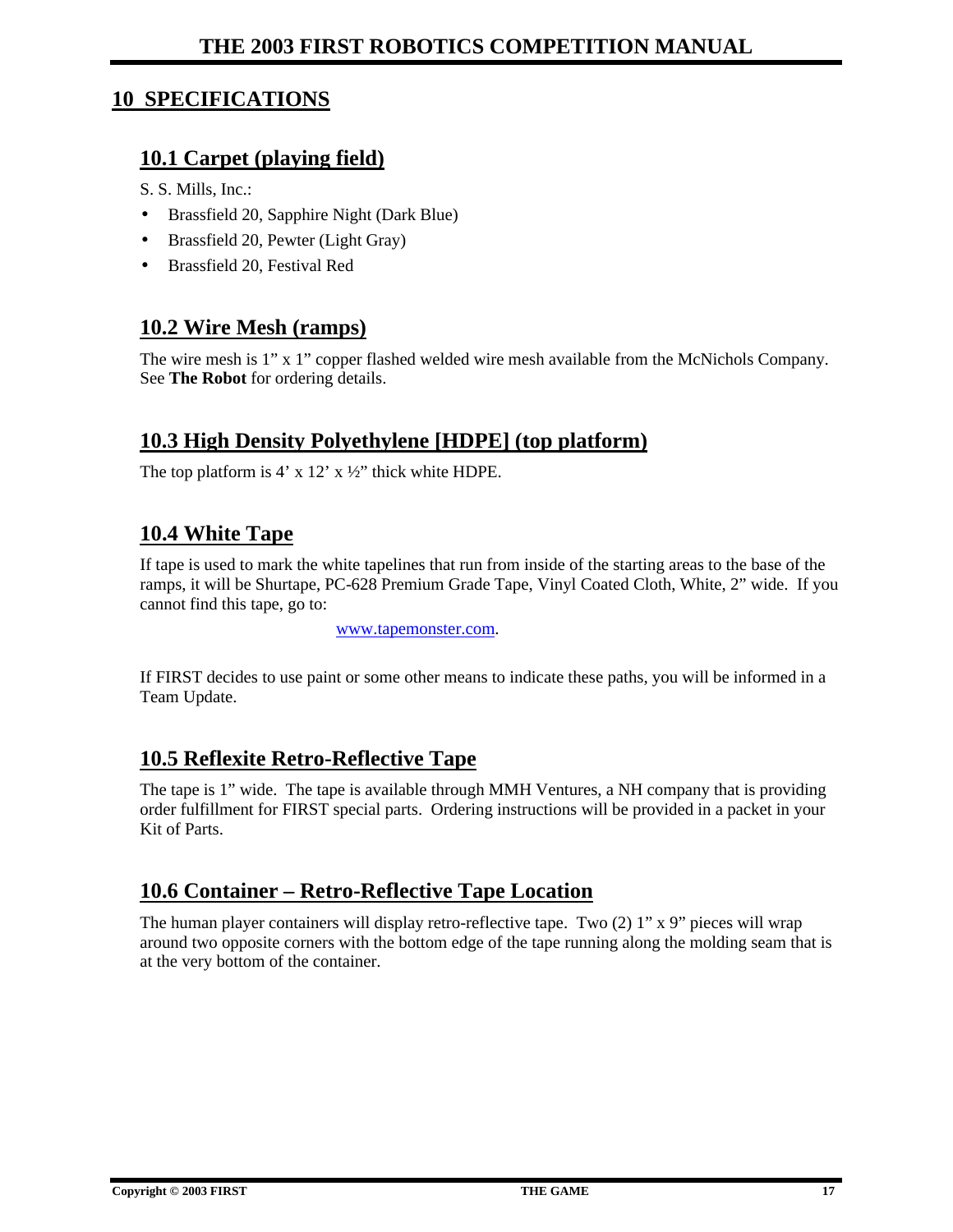# 10 SPECIFICATIONS

## 10.1 Carpet (playing field)

S. S. Mills, Inc.:

- Brassfield 20, Sapphire Night (Dark Blue)
- Brassfield 20, Pewter (Light Gray)
- Brassfield 20, Festival Red

## 10.2 Wire Mesh (ramps)

The wire mesh is 1" x 1" copper flashed welded wire mesh available from the McNichols Company. See **The Robot** for ordering details.

## 10.3 High Density Polyethylene [HDPE] (top platform)

The top platform is 4' x 12' x ½" thick white HDPE.

## 10.4 White Tape

If tape is used to mark the white tapelines that run from inside of the starting areas to the base of the ramps, it will be Shurtape, PC-628 Premium Grade Tape, Vinyl Coated Cloth, White, 2" wide. If you cannot find this tape, go to:

www.tapemonster.com.

If FIRST decides to use paint or some other means to indicate these paths, you will be informed in a Team Update.

## 10.5 Reflexite Retro-Reflective Tape

The tape is 1" wide. The tape is available through MMH Ventures, a NH company that is providing order fulfillment for FIRST special parts. Ordering instructions will be provided in a packet in your Kit of Parts.

## 10.6 Container – Retro-Reflective Tape Location

The human player containers will display retro-reflective tape. Two (2) 1" x 9" pieces will wrap around two opposite corners with the bottom edge of the tape running along the molding seam that is at the very bottom of the container.